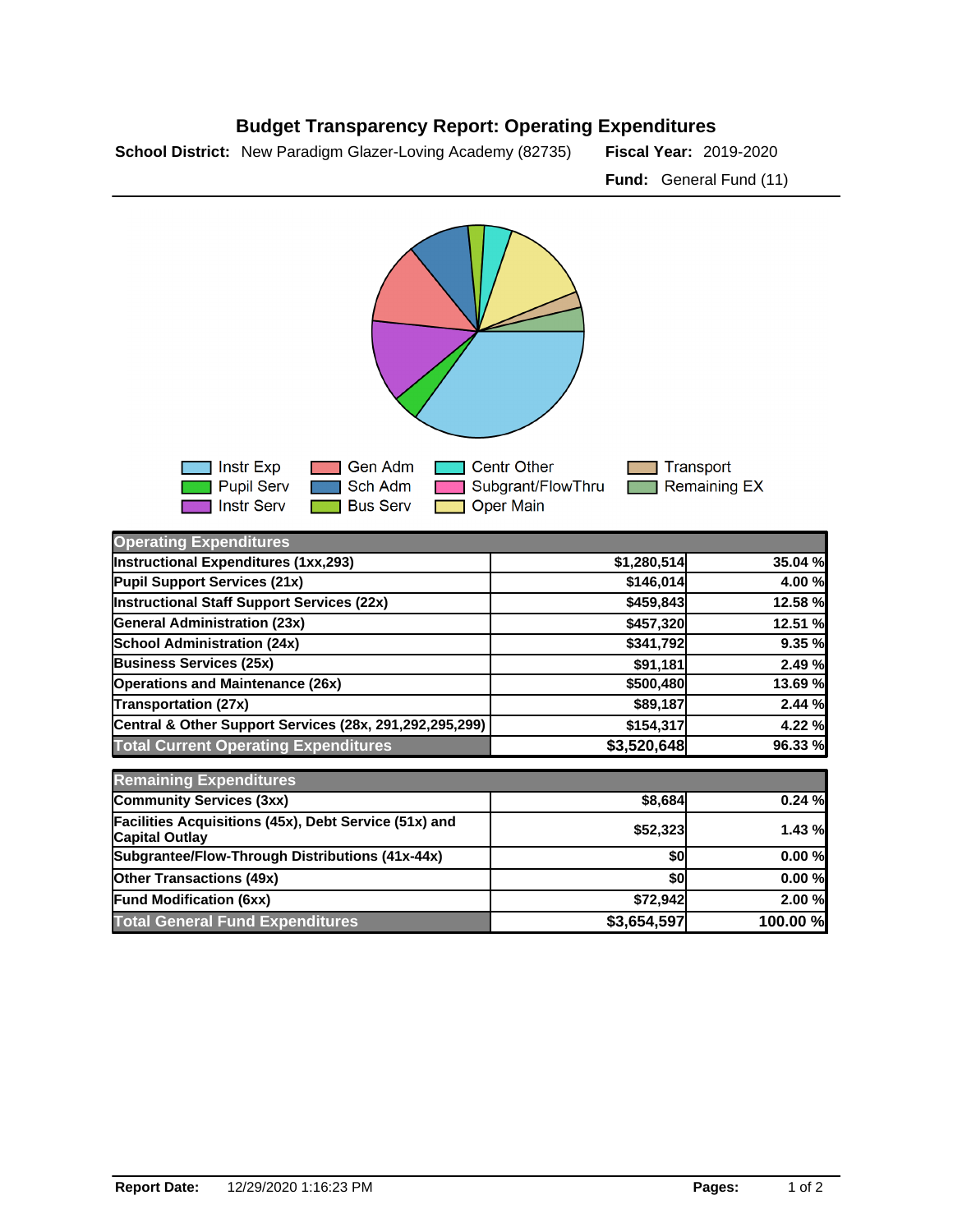# Budget Transparency Report: Operating Expenditures

**School District:** New Paradigm Glazer-Loving Academy (82735) **Fiscal Year:** 2019-2020

**Fund:** General Fund (11)

Instr Exp, Pupil Serv, Instr Serv, Gen Adm, Sch Adm, Bus Serv, Centr Other, Subgrant/FlowThru, Oper Main, Transport, Remaining EX

| Operating Expenditures | | |
|---|---|---|
| Instructional Expenditures (1xx,293) | $1,280,514 | 35.04 % |
| Pupil Support Services (21x) | $146,014 | 4.00 % |
| Instructional Staff Support Services (22x) | $459,843 | 12.58 % |
| General Administration (23x) | $457,320 | 12.51 % |
| School Administration (24x) | $341,792 | 9.35 % |
| Business Services (25x) | $91,181 | 2.49 % |
| Operations and Maintenance (26x) | $500,480 | 13.69 % |
| Transportation (27x) | $89,187 | 2.44 % |
| Central & Other Support Services (28x, 291,292,295,299) | $154,317 | 4.22 % |
| **Total Current Operating Expenditures** | **$3,520,648** | **96.33 %** |

| Remaining Expenditures | | |
|---|---|---|
| Community Services (3xx) | $8,684 | 0.24 % |
| Facilities Acquisitions (45x), Debt Service (51x) and Capital Outlay | $52,323 | 1.43 % |
| Subgrantee/Flow-Through Distributions (41x-44x) | $0 | 0.00 % |
| Other Transactions (49x) | $0 | 0.00 % |
| Fund Modification (6xx) | $72,942 | 2.00 % |
| **Total General Fund Expenditures** | **$3,654,597** | **100.00 %** |

**Report Date:** 12/29/2020 1:16:23 PM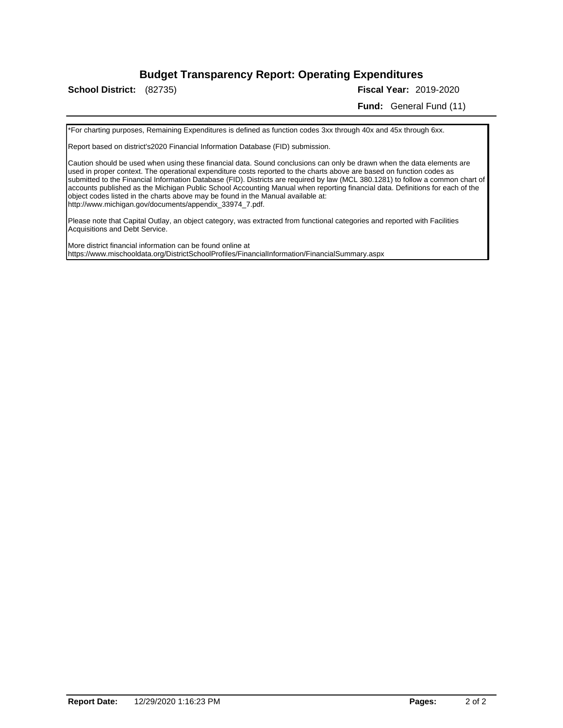## Budget Transparency Report: Operating Expenditures

**School District:** (82735)

**Fiscal Year:** 2019-2020

**Fund:** General Fund (11)

*For charting purposes, Remaining Expenditures is defined as function codes 3xx through 40x and 45x through 6xx.

Report based on district's2020 Financial Information Database (FID) submission.

Caution should be used when using these financial data. Sound conclusions can only be drawn when the data elements are used in proper context. The operational expenditure costs reported to the charts above are based on function codes as submitted to the Financial Information Database (FID). Districts are required by law (MCL 380.1281) to follow a common chart of accounts published as the Michigan Public School Accounting Manual when reporting financial data. Definitions for each of the object codes listed in the charts above may be found in the Manual available at: http://www.michigan.gov/documents/appendix_33974_7.pdf.

Please note that Capital Outlay, an object category, was extracted from functional categories and reported with Facilities Acquisitions and Debt Service.

More district financial information can be found online at https://www.mischooldata.org/DistrictSchoolProfiles/FinancialInformation/FinancialSummary.aspx

**Report Date:** 12/29/2020 1:16:23 PM